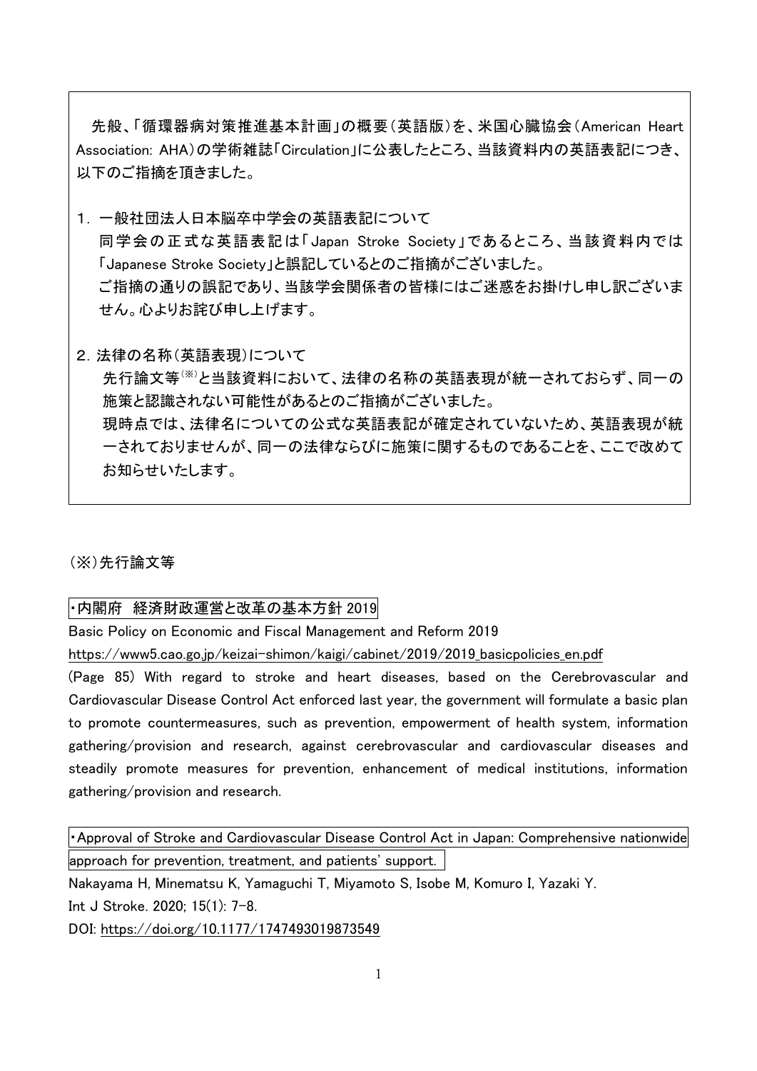先般、「循環器病対策推進基本計画」の概要（英語版）を、米国心臓協会（American Heart Association: AHA）の学術雑誌「Circulation」に公表したところ、当該資料内の英語表記につき、以下のご指摘を頂きました。

1. 一般社団法人日本脳卒中学会の英語表記について
   同学会の正式な英語表記は「Japan Stroke Society」であるところ、当該資料内では「Japanese Stroke Society」と誤記しているとのご指摘がございました。
   ご指摘の通りの誤記であり、当該学会関係者の皆様にはご迷惑をお掛けし申し訳ございません。心よりお詫び申し上げます。

2. 法律の名称（英語表現）について
   先行論文等(※)と当該資料において、法律の名称の英語表現が統一されておらず、同一の施策と認識されない可能性があるとのご指摘がございました。
   現時点では、法律名についての公式な英語表記が確定されていないため、英語表現が統一されておりませんが、同一の法律ならびに施策に関するものであることを、ここで改めてお知らせいたします。

（※）先行論文等

・内閣府　経済財政運営と改革の基本方針 2019

Basic Policy on Economic and Fiscal Management and Reform 2019

https://www5.cao.go.jp/keizai-shimon/kaigi/cabinet/2019/2019_basicpolicies_en.pdf

(Page 85) With regard to stroke and heart diseases, based on the Cerebrovascular and Cardiovascular Disease Control Act enforced last year, the government will formulate a basic plan to promote countermeasures, such as prevention, empowerment of health system, information gathering/provision and research, against cerebrovascular and cardiovascular diseases and steadily promote measures for prevention, enhancement of medical institutions, information gathering/provision and research.

・Approval of Stroke and Cardiovascular Disease Control Act in Japan: Comprehensive nationwide approach for prevention, treatment, and patients' support.

Nakayama H, Minematsu K, Yamaguchi T, Miyamoto S, Isobe M, Komuro I, Yazaki Y.

Int J Stroke. 2020; 15(1): 7-8.

DOI: https://doi.org/10.1177/1747493019873549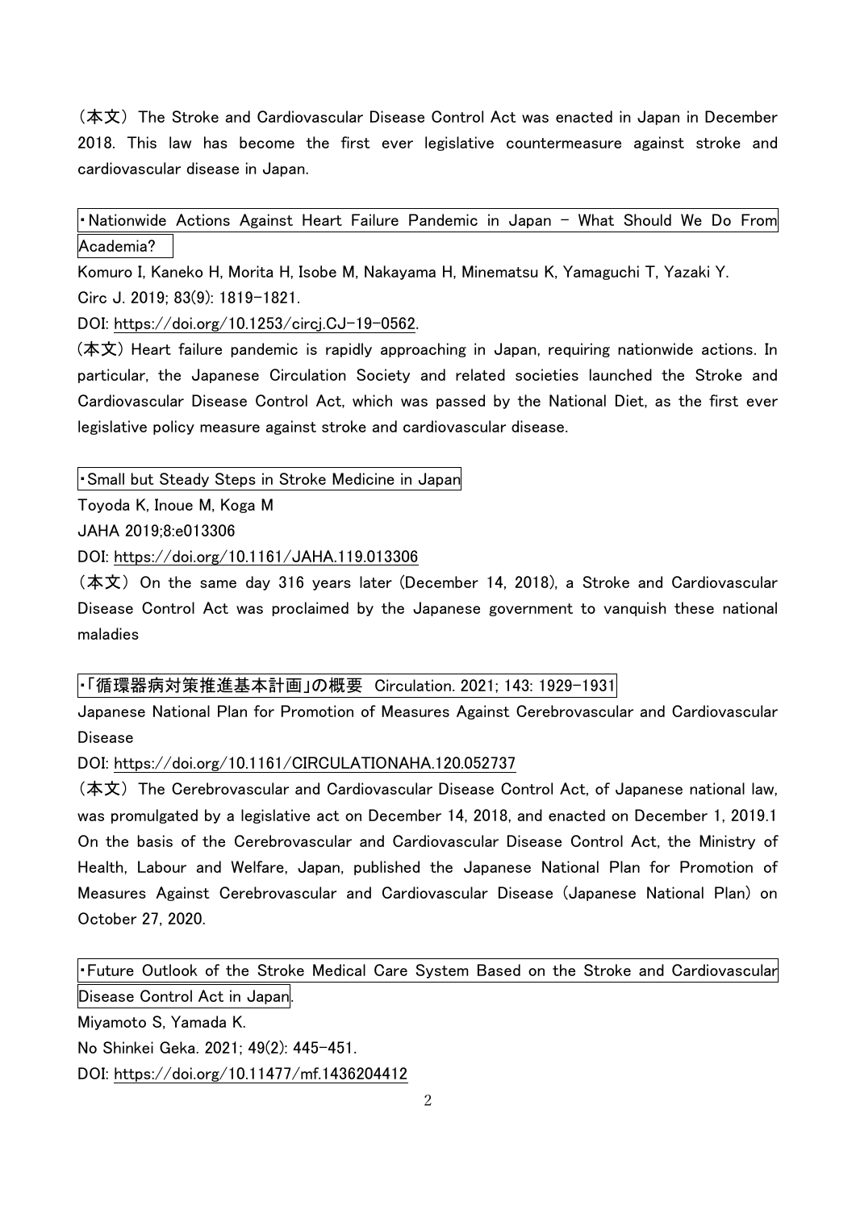（本文）The Stroke and Cardiovascular Disease Control Act was enacted in Japan in December 2018. This law has become the first ever legislative countermeasure against stroke and cardiovascular disease in Japan.

・Nationwide Actions Against Heart Failure Pandemic in Japan - What Should We Do From Academia?

Komuro I, Kaneko H, Morita H, Isobe M, Nakayama H, Minematsu K, Yamaguchi T, Yazaki Y.
Circ J. 2019; 83(9): 1819-1821.

DOI: https://doi.org/10.1253/circj.CJ-19-0562.

（本文）Heart failure pandemic is rapidly approaching in Japan, requiring nationwide actions. In particular, the Japanese Circulation Society and related societies launched the Stroke and Cardiovascular Disease Control Act, which was passed by the National Diet, as the first ever legislative policy measure against stroke and cardiovascular disease.

・Small but Steady Steps in Stroke Medicine in Japan

Toyoda K, Inoue M, Koga M

JAHA 2019;8:e013306

DOI: https://doi.org/10.1161/JAHA.119.013306

（本文）On the same day 316 years later (December 14, 2018), a Stroke and Cardiovascular Disease Control Act was proclaimed by the Japanese government to vanquish these national maladies

・「循環器病対策推進基本計画」の概要　Circulation. 2021; 143: 1929-1931

Japanese National Plan for Promotion of Measures Against Cerebrovascular and Cardiovascular Disease

DOI: https://doi.org/10.1161/CIRCULATIONAHA.120.052737

（本文）The Cerebrovascular and Cardiovascular Disease Control Act, of Japanese national law, was promulgated by a legislative act on December 14, 2018, and enacted on December 1, 2019.[1] On the basis of the Cerebrovascular and Cardiovascular Disease Control Act, the Ministry of Health, Labour and Welfare, Japan, published the Japanese National Plan for Promotion of Measures Against Cerebrovascular and Cardiovascular Disease (Japanese National Plan) on October 27, 2020.

・Future Outlook of the Stroke Medical Care System Based on the Stroke and Cardiovascular Disease Control Act in Japan.

Miyamoto S, Yamada K.

No Shinkei Geka. 2021; 49(2): 445-451.

DOI: https://doi.org/10.11477/mf.1436204412